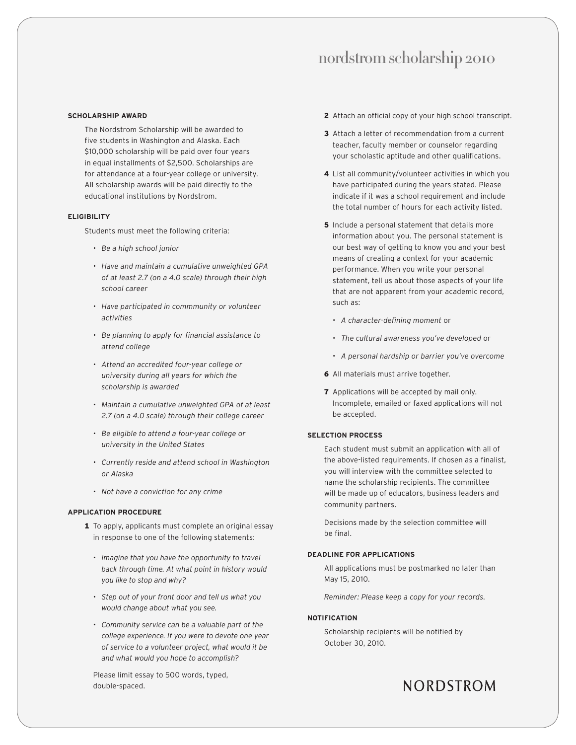# nordstrom scholarship 2010

### SCHOLARSHIP AWARD

The Nordstrom Scholarship will be awarded to five students in Washington and Alaska. Each $10,000 scholarship will be paid over four years in equal installments of $2,500. Scholarships are for attendance at a four-year college or university. All scholarship awards will be paid directly to the educational institutions by Nordstrom.

### ELIGIBILITY

Students must meet the following criteria:

- *Be a high school junior*
- *Have and maintain a cumulative unweighted GPA of at least 2.7 (on a 4.0 scale) through their high school career*
- *Have participated in commmunity or volunteer activities*
- *Be planning to apply for financial assistance to attend college*
- *Attend an accredited four-year college or university during all years for which the scholarship is awarded*
- *Maintain a cumulative unweighted GPA of at least 2.7 (on a 4.0 scale) through their college career*
- *Be eligible to attend a four-year college or university in the United States*
- *Currently reside and attend school in Washington or Alaska*
- *Not have a conviction for any crime*

### APPLICATION PROCEDURE

**1** To apply, applicants must complete an original essay in response to one of the following statements:

- *Imagine that you have the opportunity to travel back through time. At what point in history would you like to stop and why?*
- *Step out of your front door and tell us what you would change about what you see.*
- *Community service can be a valuable part of the college experience. If you were to devote one year of service to a volunteer project, what would it be and what would you hope to accomplish?*

Please limit essay to 500 words, typed, double-spaced.

**2** Attach an official copy of your high school transcript.

**3** Attach a letter of recommendation from a current teacher, faculty member or counselor regarding your scholastic aptitude and other qualifications.

**4** List all community/volunteer activities in which you have participated during the years stated. Please indicate if it was a school requirement and include the total number of hours for each activity listed.

**5** Include a personal statement that details more information about you. The personal statement is our best way of getting to know you and your best means of creating a context for your academic performance. When you write your personal statement, tell us about those aspects of your life that are not apparent from your academic record, such as:

- *A character-defining moment* or
- *The cultural awareness you've developed* or
- *A personal hardship or barrier you've overcome*

**6** All materials must arrive together.

**7** Applications will be accepted by mail only. Incomplete, emailed or faxed applications will not be accepted.

### SELECTION PROCESS

Each student must submit an application with all of the above-listed requirements. If chosen as a finalist, you will interview with the committee selected to name the scholarship recipients. The committee will be made up of educators, business leaders and community partners.

Decisions made by the selection committee will be final.

### DEADLINE FOR APPLICATIONS

All applications must be postmarked no later than May 15, 2010.

*Reminder: Please keep a copy for your records.*

### NOTIFICATION

Scholarship recipients will be notified by October 30, 2010.

NORDSTROM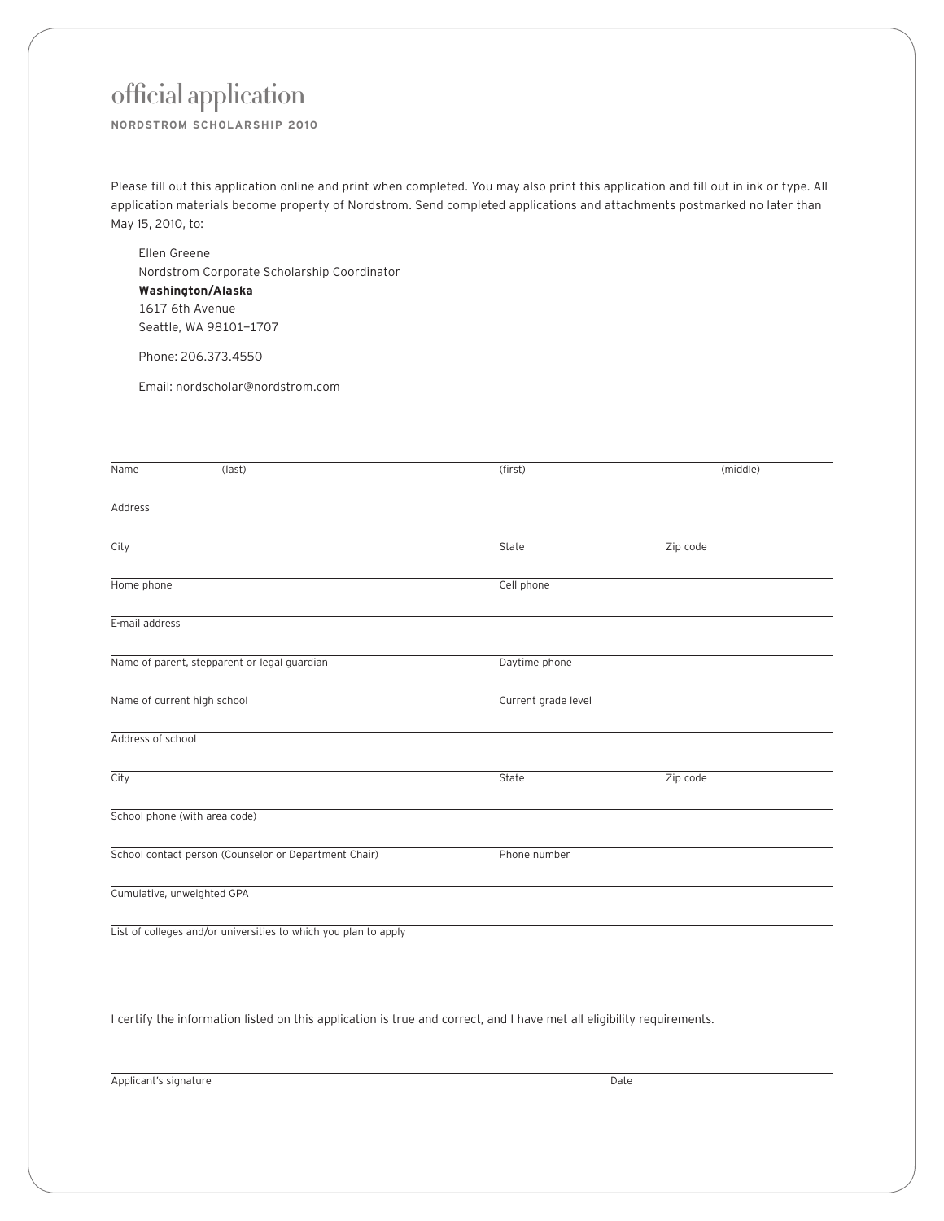# official application

**NORDSTROM SCHOLARSHIP 2010**

Please fill out this application online and print when completed. You may also print this application and fill out in ink or type. All application materials become property of Nordstrom. Send completed applications and attachments postmarked no later than May 15, 2010, to:

Ellen Greene
Nordstrom Corporate Scholarship Coordinator
**Washington/Alaska**
1617 6th Avenue
Seattle, WA 98101–1707

Phone: 206.373.4550

Email: nordscholar@nordstrom.com

Name (last) (first) (middle)

Address

City State Zip code

Home phone Cell phone

E-mail address

Name of parent, stepparent or legal guardian Daytime phone

Name of current high school Current grade level

Address of school

City State Zip code

School phone (with area code)

School contact person (Counselor or Department Chair) Phone number

Cumulative, unweighted GPA

List of colleges and/or universities to which you plan to apply

I certify the information listed on this application is true and correct, and I have met all eligibility requirements.

Applicant's signature Date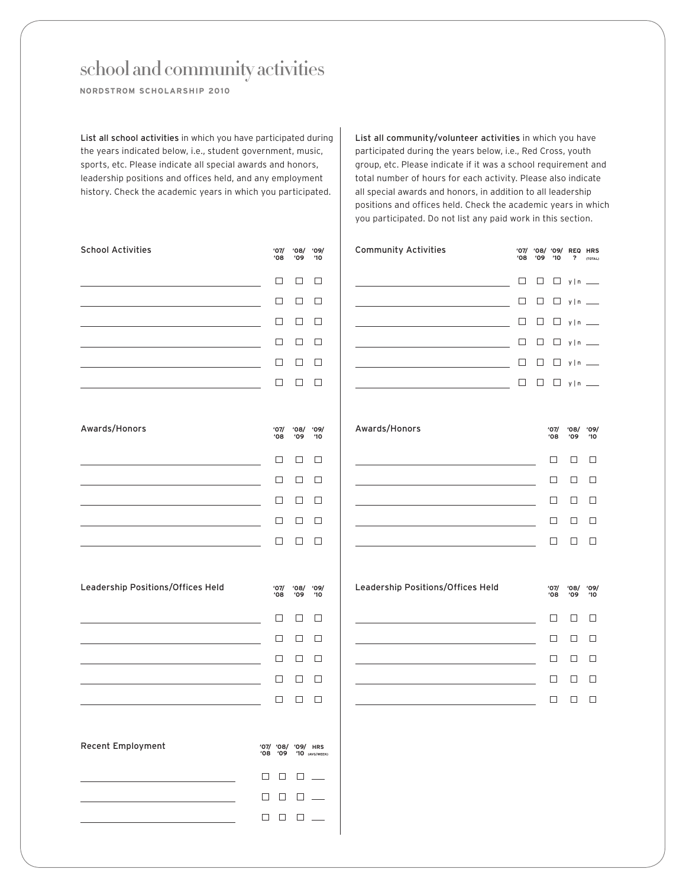# school and community activities

**NORDSTROM SCHOLARSHIP 2010**

**List all school activities** in which you have participated during the years indicated below, i.e., student government, music, sports, etc. Please indicate all special awards and honors, leadership positions and offices held, and any employment history. Check the academic years in which you participated.

| School Activities | '07/ '08 | '08/ '09 | '09/ '10 |
|---|---|---|---|
| | ☐ | ☐ | ☐ |
| | ☐ | ☐ | ☐ |
| | ☐ | ☐ | ☐ |
| | ☐ | ☐ | ☐ |
| | ☐ | ☐ | ☐ |
| | ☐ | ☐ | ☐ |

| Awards/Honors | '07/ '08 | '08/ '09 | '09/ '10 |
|---|---|---|---|
| | ☐ | ☐ | ☐ |
| | ☐ | ☐ | ☐ |
| | ☐ | ☐ | ☐ |
| | ☐ | ☐ | ☐ |
| | ☐ | ☐ | ☐ |

| Leadership Positions/Offices Held | '07/ '08 | '08/ '09 | '09/ '10 |
|---|---|---|---|
| | ☐ | ☐ | ☐ |
| | ☐ | ☐ | ☐ |
| | ☐ | ☐ | ☐ |
| | ☐ | ☐ | ☐ |
| | ☐ | ☐ | ☐ |

| Recent Employment | '07/ '08 | '08/ '09 | '09/ '10 | HRS (AVG/WEEK) |
|---|---|---|---|---|
| | ☐ | ☐ | ☐ | ___ |
| | ☐ | ☐ | ☐ | ___ |
| | ☐ | ☐ | ☐ | ___ |

**List all community/volunteer activities** in which you have participated during the years below, i.e., Red Cross, youth group, etc. Please indicate if it was a school requirement and total number of hours for each activity. Please also indicate all special awards and honors, in addition to all leadership positions and offices held. Check the academic years in which you participated. Do not list any paid work in this section.

| Community Activities | '07/ '08 | '08/ '09 | '09/ '10 | REQ ? | HRS (TOTAL) |
|---|---|---|---|---|---|
| | ☐ | ☐ | ☐ | y \| n | ___ |
| | ☐ | ☐ | ☐ | y \| n | ___ |
| | ☐ | ☐ | ☐ | y \| n | ___ |
| | ☐ | ☐ | ☐ | y \| n | ___ |
| | ☐ | ☐ | ☐ | y \| n | ___ |
| | ☐ | ☐ | ☐ | y \| n | ___ |

| Awards/Honors | '07/ '08 | '08/ '09 | '09/ '10 |
|---|---|---|---|
| | ☐ | ☐ | ☐ |
| | ☐ | ☐ | ☐ |
| | ☐ | ☐ | ☐ |
| | ☐ | ☐ | ☐ |
| | ☐ | ☐ | ☐ |

| Leadership Positions/Offices Held | '07/ '08 | '08/ '09 | '09/ '10 |
|---|---|---|---|
| | ☐ | ☐ | ☐ |
| | ☐ | ☐ | ☐ |
| | ☐ | ☐ | ☐ |
| | ☐ | ☐ | ☐ |
| | ☐ | ☐ | ☐ |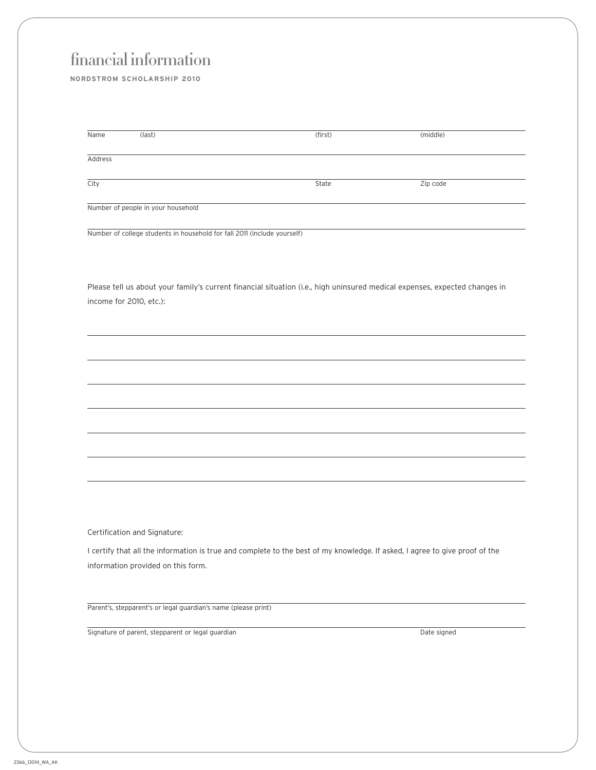# financial information

**NORDSTROM SCHOLARSHIP 2010**

Name (last) (first) (middle)

Address

City State Zip code

Number of people in your household

Number of college students in household for fall 2011 (include yourself)

Please tell us about your family's current financial situation (i.e., high uninsured medical expenses, expected changes in income for 2010, etc.):

Certification and Signature:

I certify that all the information is true and complete to the best of my knowledge. If asked, I agree to give proof of the information provided on this form.

Parent's, stepparent's or legal guardian's name (please print)

Signature of parent, stepparent or legal guardian Date signed

2366_13014_WA_AK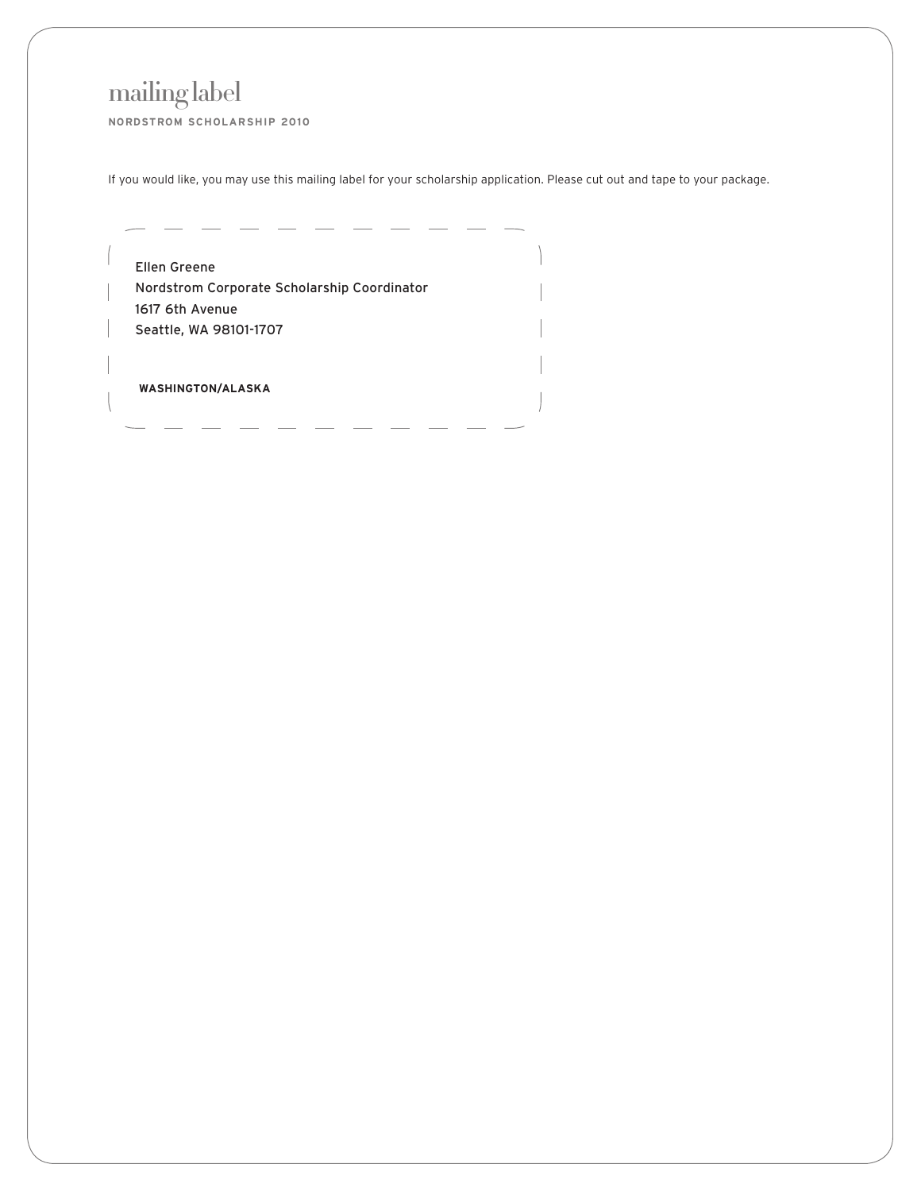# mailing label

**NORDSTROM SCHOLARSHIP 2010**

If you would like, you may use this mailing label for your scholarship application. Please cut out and tape to your package.

Ellen Greene
Nordstrom Corporate Scholarship Coordinator
1617 6th Avenue
Seattle, WA 98101-1707

**WASHINGTON/ALASKA**